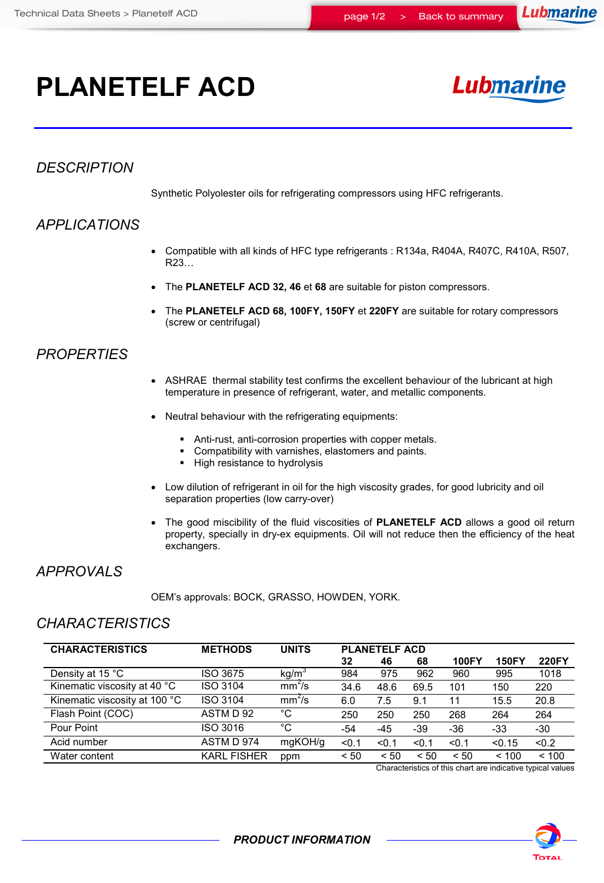# PLANETELF ACD

## DESCRIPTION

Synthetic Polyolester oils for refrigerating compressors using HFC refrigerants.

## APPLICATIONS

- Compatible with all kinds of HFC type refrigerants : R134a, R404A, R407C, R410A, R507, R23…
- The **PLANETELF ACD 32, 46** et **68** are suitable for piston compressors.
- The **PLANETELF ACD 68, 100FY, 150FY** et **220FY** are suitable for rotary compressors (screw or centrifugal)

## PROPERTIES

- ASHRAE thermal stability test confirms the excellent behaviour of the lubricant at high temperature in presence of refrigerant, water, and metallic components.
- Neutral behaviour with the refrigerating equipments:
  - Anti-rust, anti-corrosion properties with copper metals.
  - Compatibility with varnishes, elastomers and paints.
  - High resistance to hydrolysis
- Low dilution of refrigerant in oil for the high viscosity grades, for good lubricity and oil separation properties (low carry-over)
- The good miscibility of the fluid viscosities of **PLANETELF ACD** allows a good oil return property, specially in dry-ex equipments. Oil will not reduce then the efficiency of the heat exchangers.

## APPROVALS

OEM's approvals: BOCK, GRASSO, HOWDEN, YORK.

## CHARACTERISTICS

| CHARACTERISTICS | METHODS | UNITS | PLANETELF ACD | | | | | |
|---|---|---|---|---|---|---|---|---|
| | | | 32 | 46 | 68 | 100FY | 150FY | 220FY |
| Density at 15 °C | ISO 3675 | kg/m$^3$ | 984 | 975 | 962 | 960 | 995 | 1018 |
| Kinematic viscosity at 40 °C | ISO 3104 | mm$^2$/s | 34.6 | 48.6 | 69.5 | 101 | 150 | 220 |
| Kinematic viscosity at 100 °C | ISO 3104 | mm$^2$/s | 6.0 | 7.5 | 9.1 | 11 | 15.5 | 20.8 |
| Flash Point (COC) | ASTM D 92 | °C | 250 | 250 | 250 | 268 | 264 | 264 |
| Pour Point | ISO 3016 | °C | -54 | -45 | -39 | -36 | -33 | -30 |
| Acid number | ASTM D 974 | mgKOH/g | <0.1 | <0.1 | <0.1 | <0.1 | <0.15 | <0.2 |
| Water content | KARL FISHER | ppm | < 50 | < 50 | < 50 | < 50 | < 100 | < 100 |

Characteristics of this chart are indicative typical values

PRODUCT INFORMATION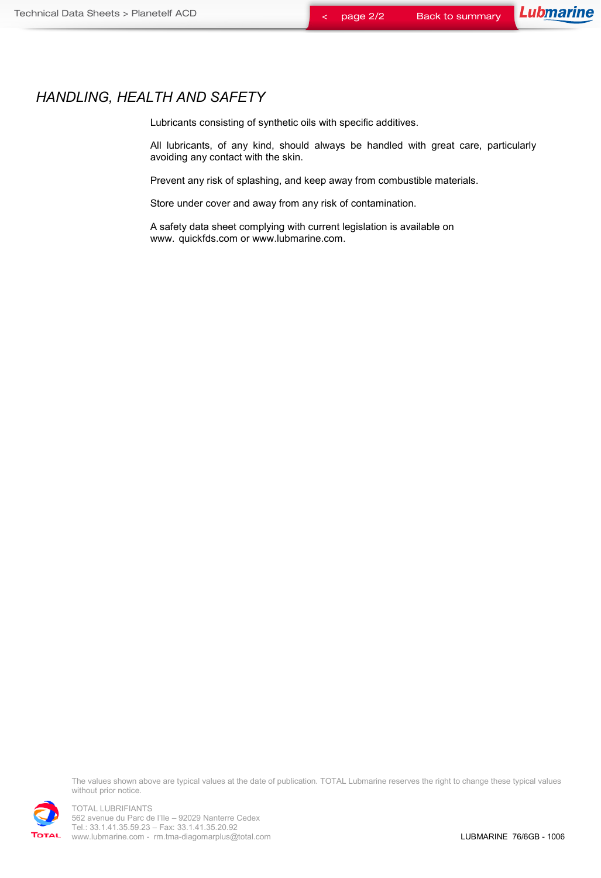## *HANDLING, HEALTH AND SAFETY*

Lubricants consisting of synthetic oils with specific additives.

All lubricants, of any kind, should always be handled with great care, particularly avoiding any contact with the skin.

Prevent any risk of splashing, and keep away from combustible materials.

Store under cover and away from any risk of contamination.

A safety data sheet complying with current legislation is available on www. quickfds.com or www.lubmarine.com.

The values shown above are typical values at the date of publication. TOTAL Lubmarine reserves the right to change these typical values without prior notice.

TOTAL LUBRIFIANTS
562 avenue du Parc de l'Ile – 92029 Nanterre Cedex
Tel.: 33.1.41.35.59.23 – Fax: 33.1.41.35.20.92
www.lubmarine.com - rm.tma-diagomarplus@total.com

LUBMARINE 76/6GB - 1006